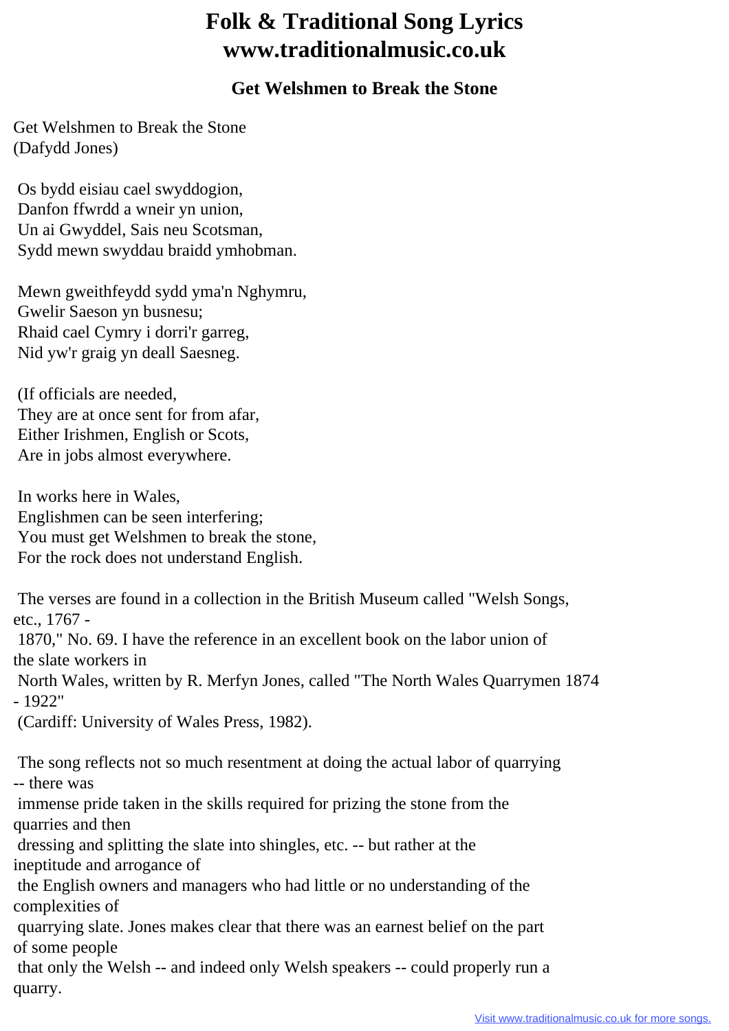# Folk & Traditional Song Lyrics
# www.traditionalmusic.co.uk

### Get Welshmen to Break the Stone

Get Welshmen to Break the Stone
(Dafydd Jones)

Os bydd eisiau cael swyddogion,
Danfon ffwrdd a wneir yn union,
Un ai Gwyddel, Sais neu Scotsman,
Sydd mewn swyddau braidd ymhobman.

Mewn gweithfeydd sydd yma'n Nghymru,
Gwelir Saeson yn busnesu;
Rhaid cael Cymry i dorri'r garreg,
Nid yw'r graig yn deall Saesneg.

(If officials are needed,
They are at once sent for from afar,
Either Irishmen, English or Scots,
Are in jobs almost everywhere.

In works here in Wales,
Englishmen can be seen interfering;
You must get Welshmen to break the stone,
For the rock does not understand English.

The verses are found in a collection in the British Museum called "Welsh Songs, etc., 1767 - 1870," No. 69. I have the reference in an excellent book on the labor union of the slate workers in North Wales, written by R. Merfyn Jones, called "The North Wales Quarrymen 1874 - 1922" (Cardiff: University of Wales Press, 1982).

The song reflects not so much resentment at doing the actual labor of quarrying -- there was immense pride taken in the skills required for prizing the stone from the quarries and then dressing and splitting the slate into shingles, etc. -- but rather at the ineptitude and arrogance of the English owners and managers who had little or no understanding of the complexities of quarrying slate. Jones makes clear that there was an earnest belief on the part of some people that only the Welsh -- and indeed only Welsh speakers -- could properly run a quarry.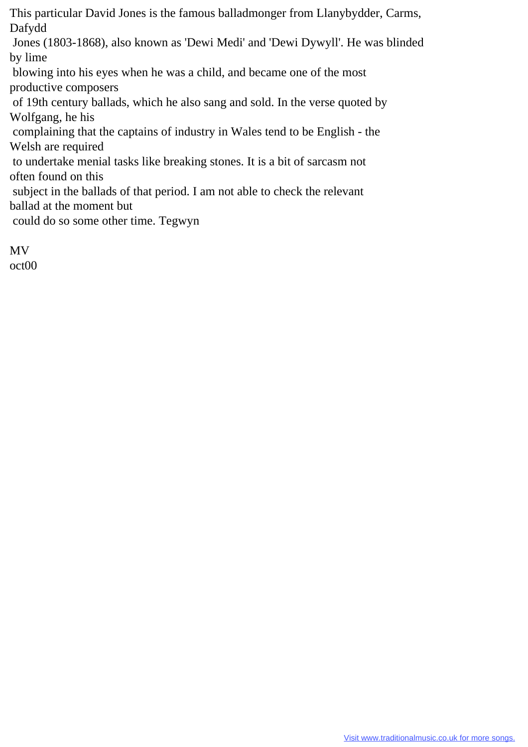This particular David Jones is the famous balladmonger from Llanybydder, Carms, Dafydd Jones (1803-1868), also known as 'Dewi Medi' and 'Dewi Dywyll'. He was blinded by lime blowing into his eyes when he was a child, and became one of the most productive composers of 19th century ballads, which he also sang and sold. In the verse quoted by Wolfgang, he his complaining that the captains of industry in Wales tend to be English - the Welsh are required to undertake menial tasks like breaking stones. It is a bit of sarcasm not often found on this subject in the ballads of that period. I am not able to check the relevant ballad at the moment but could do so some other time. Tegwyn

MV
oct00